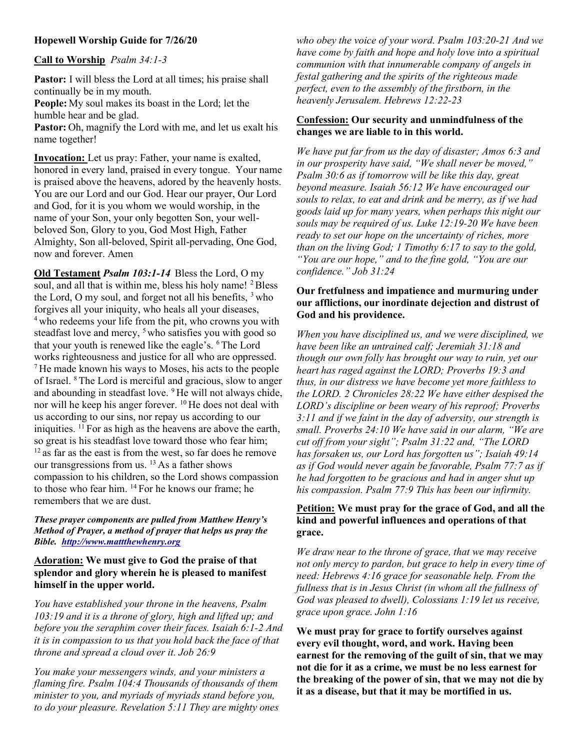**Hopewell Worship Guide for 7/26/20**

**Call to Worship** *Psalm 34:1-3*

**Pastor:** I will bless the Lord at all times; his praise shall continually be in my mouth.
**People:** My soul makes its boast in the Lord; let the humble hear and be glad.
**Pastor:** Oh, magnify the Lord with me, and let us exalt his name together!

**Invocation:** Let us pray: Father, your name is exalted, honored in every land, praised in every tongue. Your name is praised above the heavens, adored by the heavenly hosts. You are our Lord and our God. Hear our prayer, Our Lord and God, for it is you whom we would worship, in the name of your Son, your only begotten Son, your well-beloved Son, Glory to you, God Most High, Father Almighty, Son all-beloved, Spirit all-pervading, One God, now and forever. Amen

**Old Testament** ***Psalm 103:1-14*** Bless the Lord, O my soul, and all that is within me, bless his holy name! [2] Bless the Lord, O my soul, and forget not all his benefits, [3] who forgives all your iniquity, who heals all your diseases, [4] who redeems your life from the pit, who crowns you with steadfast love and mercy, [5] who satisfies you with good so that your youth is renewed like the eagle's. [6] The Lord works righteousness and justice for all who are oppressed. [7] He made known his ways to Moses, his acts to the people of Israel. [8] The Lord is merciful and gracious, slow to anger and abounding in steadfast love. [9] He will not always chide, nor will he keep his anger forever. [10] He does not deal with us according to our sins, nor repay us according to our iniquities. [11] For as high as the heavens are above the earth, so great is his steadfast love toward those who fear him; [12] as far as the east is from the west, so far does he remove our transgressions from us. [13] As a father shows compassion to his children, so the Lord shows compassion to those who fear him. [14] For he knows our frame; he remembers that we are dust.

***These prayer components are pulled from Matthew Henry's Method of Prayer, a method of prayer that helps us pray the Bible. http://www.mattthewhenry.org***

**Adoration: We must give to God the praise of that splendor and glory wherein he is pleased to manifest himself in the upper world.**

*You have established your throne in the heavens, Psalm 103:19 and it is a throne of glory, high and lifted up; and before you the seraphim cover their faces. Isaiah 6:1-2 And it is in compassion to us that you hold back the face of that throne and spread a cloud over it. Job 26:9*

*You make your messengers winds, and your ministers a flaming fire. Psalm 104:4 Thousands of thousands of them minister to you, and myriads of myriads stand before you, to do your pleasure. Revelation 5:11 They are mighty ones who obey the voice of your word. Psalm 103:20-21 And we have come by faith and hope and holy love into a spiritual communion with that innumerable company of angels in festal gathering and the spirits of the righteous made perfect, even to the assembly of the firstborn, in the heavenly Jerusalem. Hebrews 12:22-23*

**Confession: Our security and unmindfulness of the changes we are liable to in this world.**

*We have put far from us the day of disaster; Amos 6:3 and in our prosperity have said, "We shall never be moved," Psalm 30:6 as if tomorrow will be like this day, great beyond measure. Isaiah 56:12 We have encouraged our souls to relax, to eat and drink and be merry, as if we had goods laid up for many years, when perhaps this night our souls may be required of us. Luke 12:19-20 We have been ready to set our hope on the uncertainty of riches, more than on the living God; 1 Timothy 6:17 to say to the gold, "You are our hope," and to the fine gold, "You are our confidence." Job 31:24*

**Our fretfulness and impatience and murmuring under our afflictions, our inordinate dejection and distrust of God and his providence.**

*When you have disciplined us, and we were disciplined, we have been like an untrained calf; Jeremiah 31:18 and though our own folly has brought our way to ruin, yet our heart has raged against the LORD; Proverbs 19:3 and thus, in our distress we have become yet more faithless to the LORD. 2 Chronicles 28:22 We have either despised the LORD's discipline or been weary of his reproof; Proverbs 3:11 and if we faint in the day of adversity, our strength is small. Proverbs 24:10 We have said in our alarm, "We are cut off from your sight"; Psalm 31:22 and, "The LORD has forsaken us, our Lord has forgotten us"; Isaiah 49:14 as if God would never again be favorable, Psalm 77:7 as if he had forgotten to be gracious and had in anger shut up his compassion. Psalm 77:9 This has been our infirmity.*

**Petition: We must pray for the grace of God, and all the kind and powerful influences and operations of that grace.**

*We draw near to the throne of grace, that we may receive not only mercy to pardon, but grace to help in every time of need: Hebrews 4:16 grace for seasonable help. From the fullness that is in Jesus Christ (in whom all the fullness of God was pleased to dwell), Colossians 1:19 let us receive, grace upon grace. John 1:16*

**We must pray for grace to fortify ourselves against every evil thought, word, and work. Having been earnest for the removing of the guilt of sin, that we may not die for it as a crime, we must be no less earnest for the breaking of the power of sin, that we may not die by it as a disease, but that it may be mortified in us.**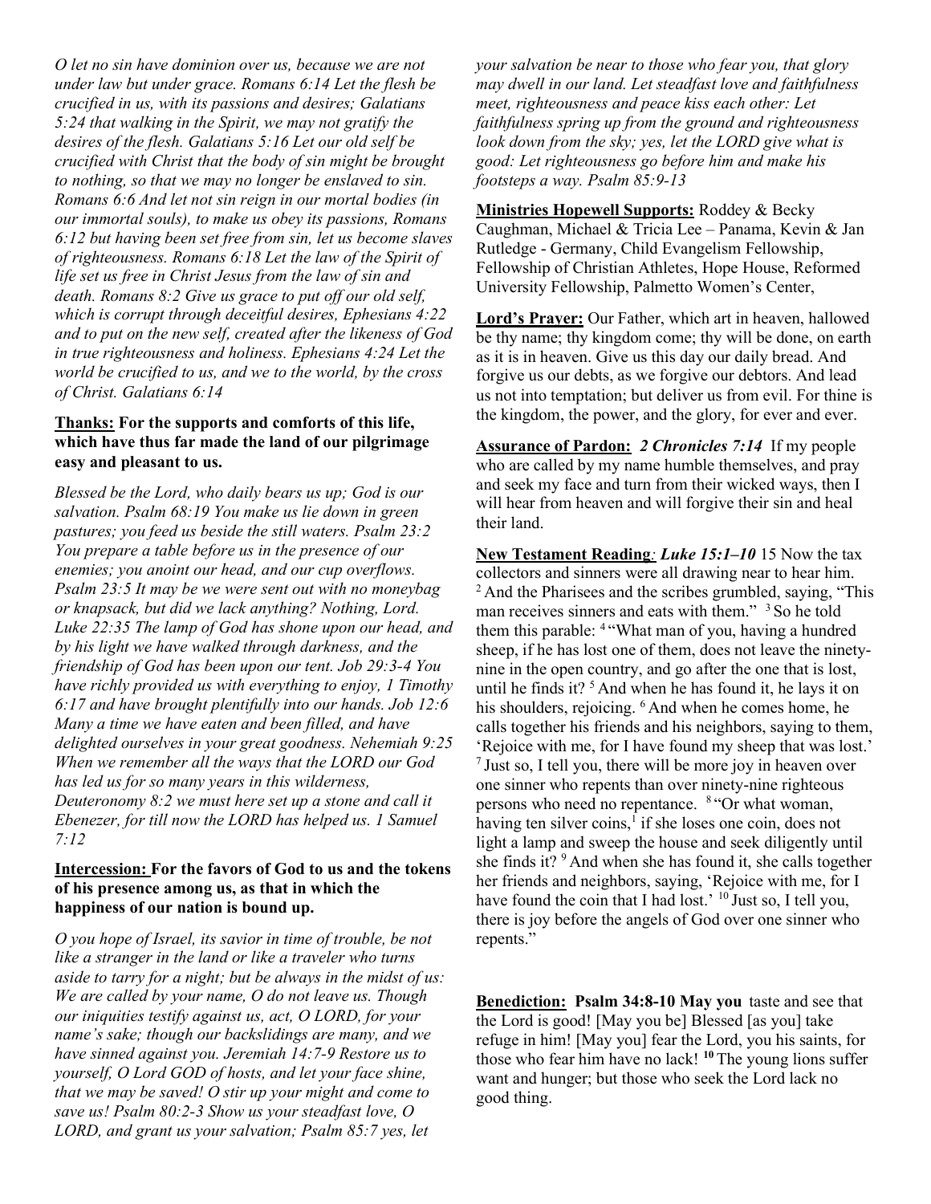*O let no sin have dominion over us, because we are not under law but under grace. Romans 6:14 Let the flesh be crucified in us, with its passions and desires; Galatians 5:24 that walking in the Spirit, we may not gratify the desires of the flesh. Galatians 5:16 Let our old self be crucified with Christ that the body of sin might be brought to nothing, so that we may no longer be enslaved to sin. Romans 6:6 And let not sin reign in our mortal bodies (in our immortal souls), to make us obey its passions, Romans 6:12 but having been set free from sin, let us become slaves of righteousness. Romans 6:18 Let the law of the Spirit of life set us free in Christ Jesus from the law of sin and death. Romans 8:2 Give us grace to put off our old self, which is corrupt through deceitful desires, Ephesians 4:22 and to put on the new self, created after the likeness of God in true righteousness and holiness. Ephesians 4:24 Let the world be crucified to us, and we to the world, by the cross of Christ. Galatians 6:14*

**<u>Thanks:</u> For the supports and comforts of this life, which have thus far made the land of our pilgrimage easy and pleasant to us.**

*Blessed be the Lord, who daily bears us up; God is our salvation. Psalm 68:19 You make us lie down in green pastures; you feed us beside the still waters. Psalm 23:2 You prepare a table before us in the presence of our enemies; you anoint our head, and our cup overflows. Psalm 23:5 It may be we were sent out with no moneybag or knapsack, but did we lack anything? Nothing, Lord. Luke 22:35 The lamp of God has shone upon our head, and by his light we have walked through darkness, and the friendship of God has been upon our tent. Job 29:3-4 You have richly provided us with everything to enjoy, 1 Timothy 6:17 and have brought plentifully into our hands. Job 12:6 Many a time we have eaten and been filled, and have delighted ourselves in your great goodness. Nehemiah 9:25 When we remember all the ways that the LORD our God has led us for so many years in this wilderness, Deuteronomy 8:2 we must here set up a stone and call it Ebenezer, for till now the LORD has helped us. 1 Samuel 7:12*

**<u>Intercession:</u> For the favors of God to us and the tokens of his presence among us, as that in which the happiness of our nation is bound up.**

*O you hope of Israel, its savior in time of trouble, be not like a stranger in the land or like a traveler who turns aside to tarry for a night; but be always in the midst of us: We are called by your name, O do not leave us. Though our iniquities testify against us, act, O LORD, for your name's sake; though our backslidings are many, and we have sinned against you. Jeremiah 14:7-9 Restore us to yourself, O Lord GOD of hosts, and let your face shine, that we may be saved! O stir up your might and come to save us! Psalm 80:2-3 Show us your steadfast love, O LORD, and grant us your salvation; Psalm 85:7 yes, let your salvation be near to those who fear you, that glory may dwell in our land. Let steadfast love and faithfulness meet, righteousness and peace kiss each other: Let faithfulness spring up from the ground and righteousness look down from the sky; yes, let the LORD give what is good: Let righteousness go before him and make his footsteps a way. Psalm 85:9-13*

**<u>Ministries Hopewell Supports:</u>** Roddey & Becky Caughman, Michael & Tricia Lee – Panama, Kevin & Jan Rutledge - Germany, Child Evangelism Fellowship, Fellowship of Christian Athletes, Hope House, Reformed University Fellowship, Palmetto Women's Center,

**<u>Lord's Prayer:</u>** Our Father, which art in heaven, hallowed be thy name; thy kingdom come; thy will be done, on earth as it is in heaven. Give us this day our daily bread. And forgive us our debts, as we forgive our debtors. And lead us not into temptation; but deliver us from evil. For thine is the kingdom, the power, and the glory, for ever and ever.

**<u>Assurance of Pardon:</u>** ***2 Chronicles 7:14*** If my people who are called by my name humble themselves, and pray and seek my face and turn from their wicked ways, then I will hear from heaven and will forgive their sin and heal their land.

**<u>New Testament Reading</u>*: Luke 15:1–10*** 15 Now the tax collectors and sinners were all drawing near to hear him. [2] And the Pharisees and the scribes grumbled, saying, "This man receives sinners and eats with them." [3] So he told them this parable: [4] "What man of you, having a hundred sheep, if he has lost one of them, does not leave the ninety-nine in the open country, and go after the one that is lost, until he finds it? [5] And when he has found it, he lays it on his shoulders, rejoicing. [6] And when he comes home, he calls together his friends and his neighbors, saying to them, 'Rejoice with me, for I have found my sheep that was lost.' [7] Just so, I tell you, there will be more joy in heaven over one sinner who repents than over ninety-nine righteous persons who need no repentance. [8] "Or what woman, having ten silver coins,[1] if she loses one coin, does not light a lamp and sweep the house and seek diligently until she finds it? [9] And when she has found it, she calls together her friends and neighbors, saying, 'Rejoice with me, for I have found the coin that I had lost.' [10] Just so, I tell you, there is joy before the angels of God over one sinner who repents."

**<u>Benediction:</u> Psalm 34:8-10 May you** taste and see that the Lord is good! [May you be] Blessed [as you] take refuge in him! [May you] fear the Lord, you his saints, for those who fear him have no lack! **10** The young lions suffer want and hunger; but those who seek the Lord lack no good thing.